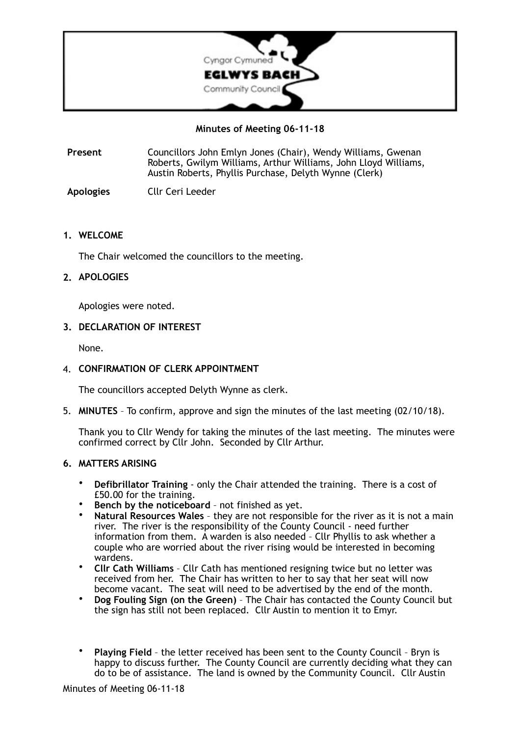Cyngor Cymuned
**EGLWYS BACH**
Community Council

**Minutes of Meeting 06-11-18**

**Present** Councillors John Emlyn Jones (Chair), Wendy Williams, Gwenan Roberts, Gwilym Williams, Arthur Williams, John Lloyd Williams, Austin Roberts, Phyllis Purchase, Delyth Wynne (Clerk)

**Apologies** Cllr Ceri Leeder

1. **WELCOME**

   The Chair welcomed the councillors to the meeting.

2. **APOLOGIES**

   Apologies were noted.

3. **DECLARATION OF INTEREST**

   None.

4. **CONFIRMATION OF CLERK APPOINTMENT**

   The councillors accepted Delyth Wynne as clerk.

5. **MINUTES** – To confirm, approve and sign the minutes of the last meeting (02/10/18).

   Thank you to Cllr Wendy for taking the minutes of the last meeting. The minutes were confirmed correct by Cllr John. Seconded by Cllr Arthur.

6. **MATTERS ARISING**

   - **Defibrillator Training** - only the Chair attended the training. There is a cost of £50.00 for the training.
   - **Bench by the noticeboard** – not finished as yet.
   - **Natural Resources Wales** – they are not responsible for the river as it is not a main river. The river is the responsibility of the County Council - need further information from them. A warden is also needed – Cllr Phyllis to ask whether a couple who are worried about the river rising would be interested in becoming wardens.
   - **Cllr Cath Williams** – Cllr Cath has mentioned resigning twice but no letter was received from her. The Chair has written to her to say that her seat will now become vacant. The seat will need to be advertised by the end of the month.
   - **Dog Fouling Sign (on the Green)** – The Chair has contacted the County Council but the sign has still not been replaced. Cllr Austin to mention it to Emyr.
   - **Playing Field** – the letter received has been sent to the County Council – Bryn is happy to discuss further. The County Council are currently deciding what they can do to be of assistance. The land is owned by the Community Council. Cllr Austin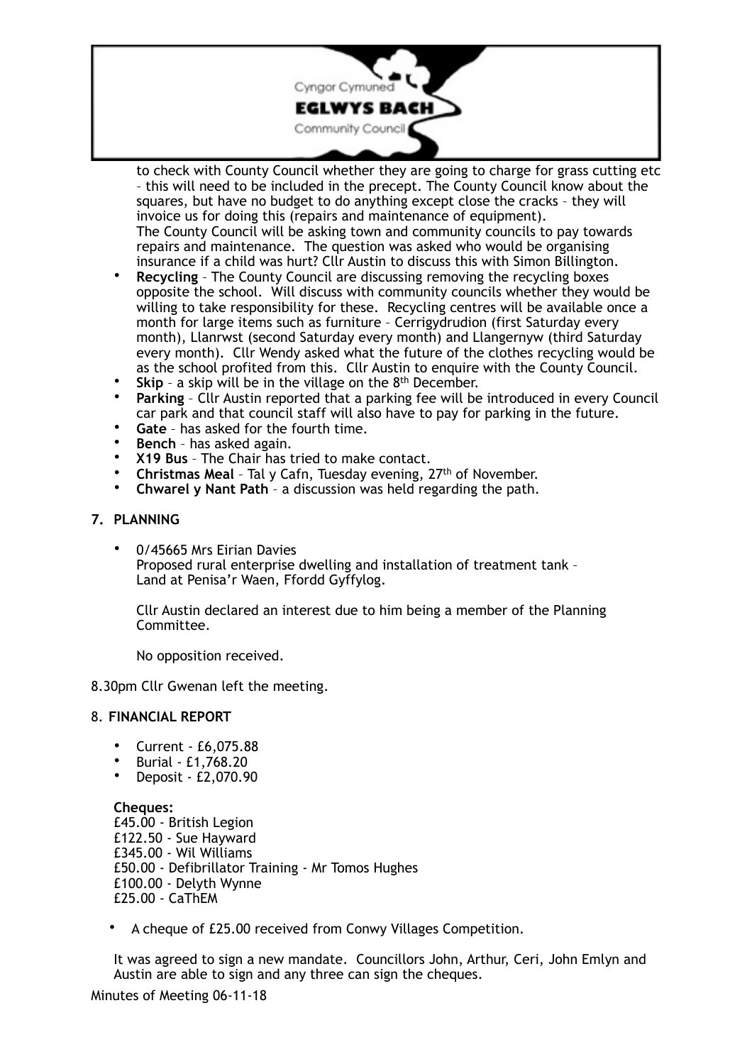to check with County Council whether they are going to charge for grass cutting etc – this will need to be included in the precept. The County Council know about the squares, but have no budget to do anything except close the cracks – they will invoice us for doing this (repairs and maintenance of equipment).
The County Council will be asking town and community councils to pay towards repairs and maintenance. The question was asked who would be organising insurance if a child was hurt? Cllr Austin to discuss this with Simon Billington.

- **Recycling** – The County Council are discussing removing the recycling boxes opposite the school. Will discuss with community councils whether they would be willing to take responsibility for these. Recycling centres will be available once a month for large items such as furniture – Cerrigydrudion (first Saturday every month), Llanrwst (second Saturday every month) and Llangernyw (third Saturday every month). Cllr Wendy asked what the future of the clothes recycling would be as the school profited from this. Cllr Austin to enquire with the County Council.
- **Skip** – a skip will be in the village on the 8th December.
- **Parking** – Cllr Austin reported that a parking fee will be introduced in every Council car park and that council staff will also have to pay for parking in the future.
- **Gate** – has asked for the fourth time.
- **Bench** – has asked again.
- **X19 Bus** – The Chair has tried to make contact.
- **Christmas Meal** – Tal y Cafn, Tuesday evening, 27th of November.
- **Chwarel y Nant Path** – a discussion was held regarding the path.

## 7. PLANNING

- 0/45665 Mrs Eirian Davies
  Proposed rural enterprise dwelling and installation of treatment tank – Land at Penisa'r Waen, Ffordd Gyffylog.

  Cllr Austin declared an interest due to him being a member of the Planning Committee.

  No opposition received.

8.30pm Cllr Gwenan left the meeting.

## 8. FINANCIAL REPORT

- Current - £6,075.88
- Burial - £1,768.20
- Deposit - £2,070.90

**Cheques:**
£45.00 - British Legion
£122.50 - Sue Hayward
£345.00 - Wil Williams
£50.00 - Defibrillator Training - Mr Tomos Hughes
£100.00 - Delyth Wynne
£25.00 - CaThEM

- A cheque of £25.00 received from Conwy Villages Competition.

It was agreed to sign a new mandate. Councillors John, Arthur, Ceri, John Emlyn and Austin are able to sign and any three can sign the cheques.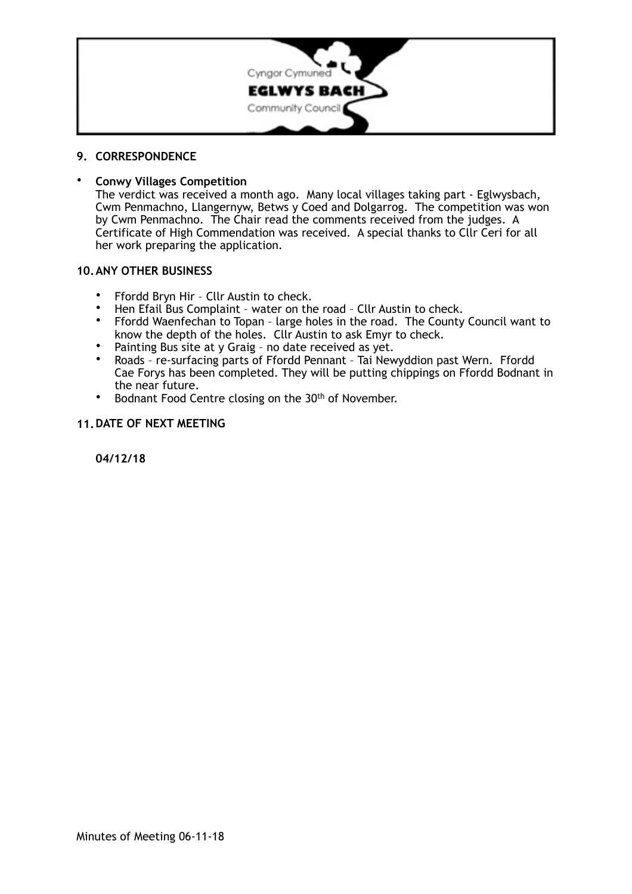## 9. CORRESPONDENCE

- **Conwy Villages Competition**
  The verdict was received a month ago. Many local villages taking part - Eglwysbach, Cwm Penmachno, Llangernyw, Betws y Coed and Dolgarrog. The competition was won by Cwm Penmachno. The Chair read the comments received from the judges. A Certificate of High Commendation was received. A special thanks to Cllr Ceri for all her work preparing the application.

## 10. ANY OTHER BUSINESS

- Ffordd Bryn Hir – Cllr Austin to check.
- Hen Efail Bus Complaint – water on the road – Cllr Austin to check.
- Ffordd Waenfechan to Topan – large holes in the road. The County Council want to know the depth of the holes. Cllr Austin to ask Emyr to check.
- Painting Bus site at y Graig – no date received as yet.
- Roads – re-surfacing parts of Ffordd Pennant – Tai Newyddion past Wern. Ffordd Cae Forys has been completed. They will be putting chippings on Ffordd Bodnant in the near future.
- Bodnant Food Centre closing on the 30th of November.

## 11. DATE OF NEXT MEETING

**04/12/18**